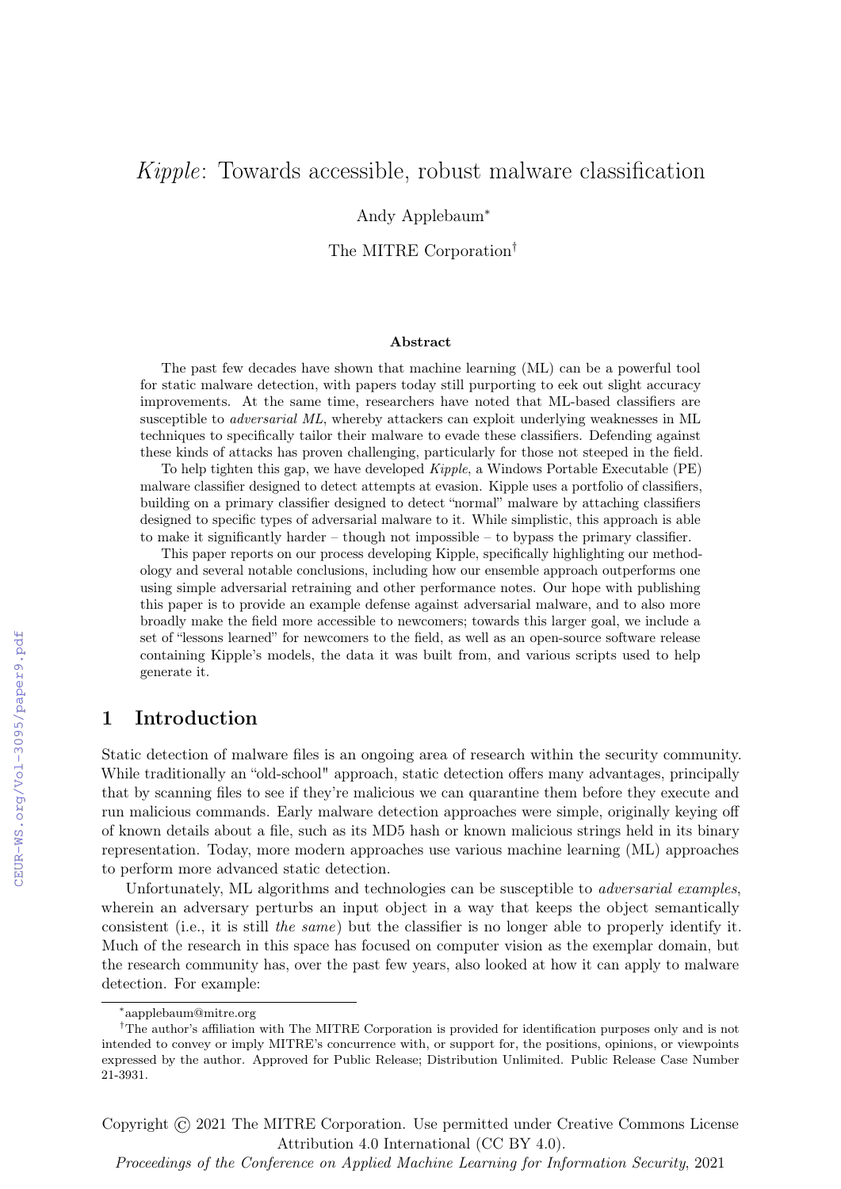# *Kipple*: Towards accessible, robust malware classification

Andy Applebaum[*]

The MITRE Corporation[†]

### Abstract

The past few decades have shown that machine learning (ML) can be a powerful tool for static malware detection, with papers today still purporting to eek out slight accuracy improvements. At the same time, researchers have noted that ML-based classifiers are susceptible to *adversarial ML*, whereby attackers can exploit underlying weaknesses in ML techniques to specifically tailor their malware to evade these classifiers. Defending against these kinds of attacks has proven challenging, particularly for those not steeped in the field.

To help tighten this gap, we have developed *Kipple*, a Windows Portable Executable (PE) malware classifier designed to detect attempts at evasion. Kipple uses a portfolio of classifiers, building on a primary classifier designed to detect "normal" malware by attaching classifiers designed to specific types of adversarial malware to it. While simplistic, this approach is able to make it significantly harder – though not impossible – to bypass the primary classifier.

This paper reports on our process developing Kipple, specifically highlighting our methodology and several notable conclusions, including how our ensemble approach outperforms one using simple adversarial retraining and other performance notes. Our hope with publishing this paper is to provide an example defense against adversarial malware, and to also more broadly make the field more accessible to newcomers; towards this larger goal, we include a set of "lessons learned" for newcomers to the field, as well as an open-source software release containing Kipple's models, the data it was built from, and various scripts used to help generate it.

## 1 Introduction

Static detection of malware files is an ongoing area of research within the security community. While traditionally an "old-school" approach, static detection offers many advantages, principally that by scanning files to see if they're malicious we can quarantine them before they execute and run malicious commands. Early malware detection approaches were simple, originally keying off of known details about a file, such as its MD5 hash or known malicious strings held in its binary representation. Today, more modern approaches use various machine learning (ML) approaches to perform more advanced static detection.

Unfortunately, ML algorithms and technologies can be susceptible to *adversarial examples*, wherein an adversary perturbs an input object in a way that keeps the object semantically consistent (i.e., it is still *the same*) but the classifier is no longer able to properly identify it. Much of the research in this space has focused on computer vision as the exemplar domain, but the research community has, over the past few years, also looked at how it can apply to malware detection. For example:

---

[*] aapplebaum@mitre.org

[†] The author's affiliation with The MITRE Corporation is provided for identification purposes only and is not intended to convey or imply MITRE's concurrence with, or support for, the positions, opinions, or viewpoints expressed by the author. Approved for Public Release; Distribution Unlimited. Public Release Case Number 21-3931.

Copyright © 2021 The MITRE Corporation. Use permitted under Creative Commons License Attribution 4.0 International (CC BY 4.0).

*Proceedings of the Conference on Applied Machine Learning for Information Security*, 2021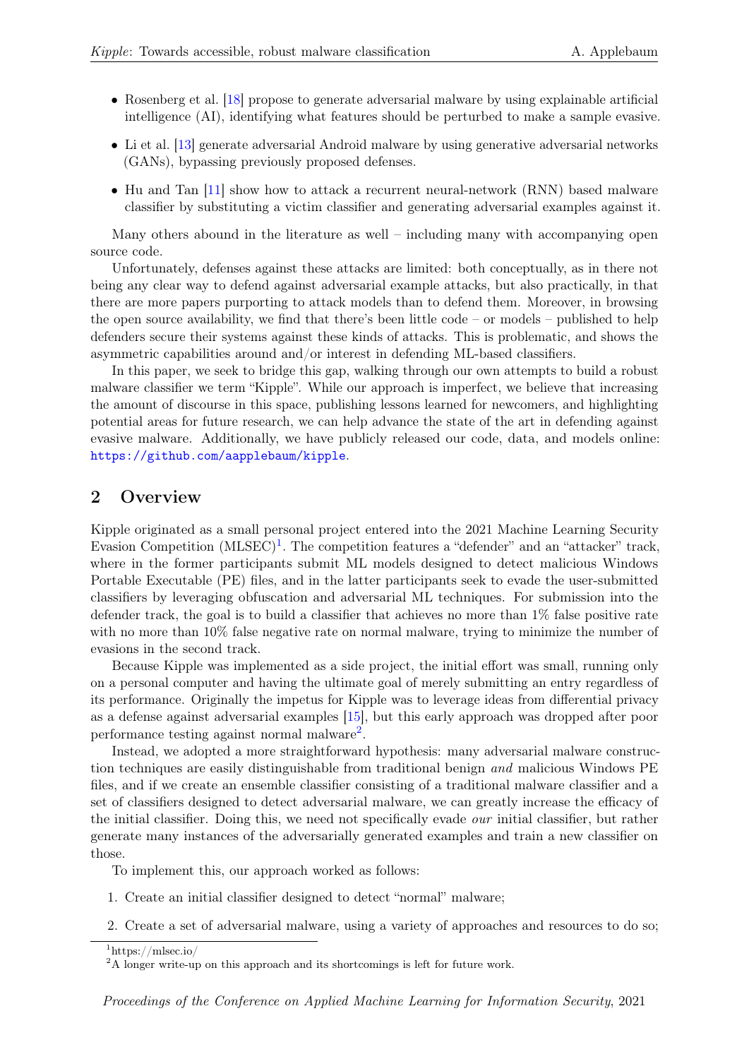- Rosenberg et al. [18] propose to generate adversarial malware by using explainable artificial intelligence (AI), identifying what features should be perturbed to make a sample evasive.
- Li et al. [13] generate adversarial Android malware by using generative adversarial networks (GANs), bypassing previously proposed defenses.
- Hu and Tan [11] show how to attack a recurrent neural-network (RNN) based malware classifier by substituting a victim classifier and generating adversarial examples against it.

Many others abound in the literature as well – including many with accompanying open source code.

Unfortunately, defenses against these attacks are limited: both conceptually, as in there not being any clear way to defend against adversarial example attacks, but also practically, in that there are more papers purporting to attack models than to defend them. Moreover, in browsing the open source availability, we find that there's been little code – or models – published to help defenders secure their systems against these kinds of attacks. This is problematic, and shows the asymmetric capabilities around and/or interest in defending ML-based classifiers.

In this paper, we seek to bridge this gap, walking through our own attempts to build a robust malware classifier we term "Kipple". While our approach is imperfect, we believe that increasing the amount of discourse in this space, publishing lessons learned for newcomers, and highlighting potential areas for future research, we can help advance the state of the art in defending against evasive malware. Additionally, we have publicly released our code, data, and models online: https://github.com/aapplebaum/kipple.

## 2 Overview

Kipple originated as a small personal project entered into the 2021 Machine Learning Security Evasion Competition (MLSEC)[1]. The competition features a "defender" and an "attacker" track, where in the former participants submit ML models designed to detect malicious Windows Portable Executable (PE) files, and in the latter participants seek to evade the user-submitted classifiers by leveraging obfuscation and adversarial ML techniques. For submission into the defender track, the goal is to build a classifier that achieves no more than 1% false positive rate with no more than 10% false negative rate on normal malware, trying to minimize the number of evasions in the second track.

Because Kipple was implemented as a side project, the initial effort was small, running only on a personal computer and having the ultimate goal of merely submitting an entry regardless of its performance. Originally the impetus for Kipple was to leverage ideas from differential privacy as a defense against adversarial examples [15], but this early approach was dropped after poor performance testing against normal malware[2].

Instead, we adopted a more straightforward hypothesis: many adversarial malware construction techniques are easily distinguishable from traditional benign *and* malicious Windows PE files, and if we create an ensemble classifier consisting of a traditional malware classifier and a set of classifiers designed to detect adversarial malware, we can greatly increase the efficacy of the initial classifier. Doing this, we need not specifically evade *our* initial classifier, but rather generate many instances of the adversarially generated examples and train a new classifier on those.

To implement this, our approach worked as follows:

1. Create an initial classifier designed to detect "normal" malware;
2. Create a set of adversarial malware, using a variety of approaches and resources to do so;

[1] https://mlsec.io/

[2] A longer write-up on this approach and its shortcomings is left for future work.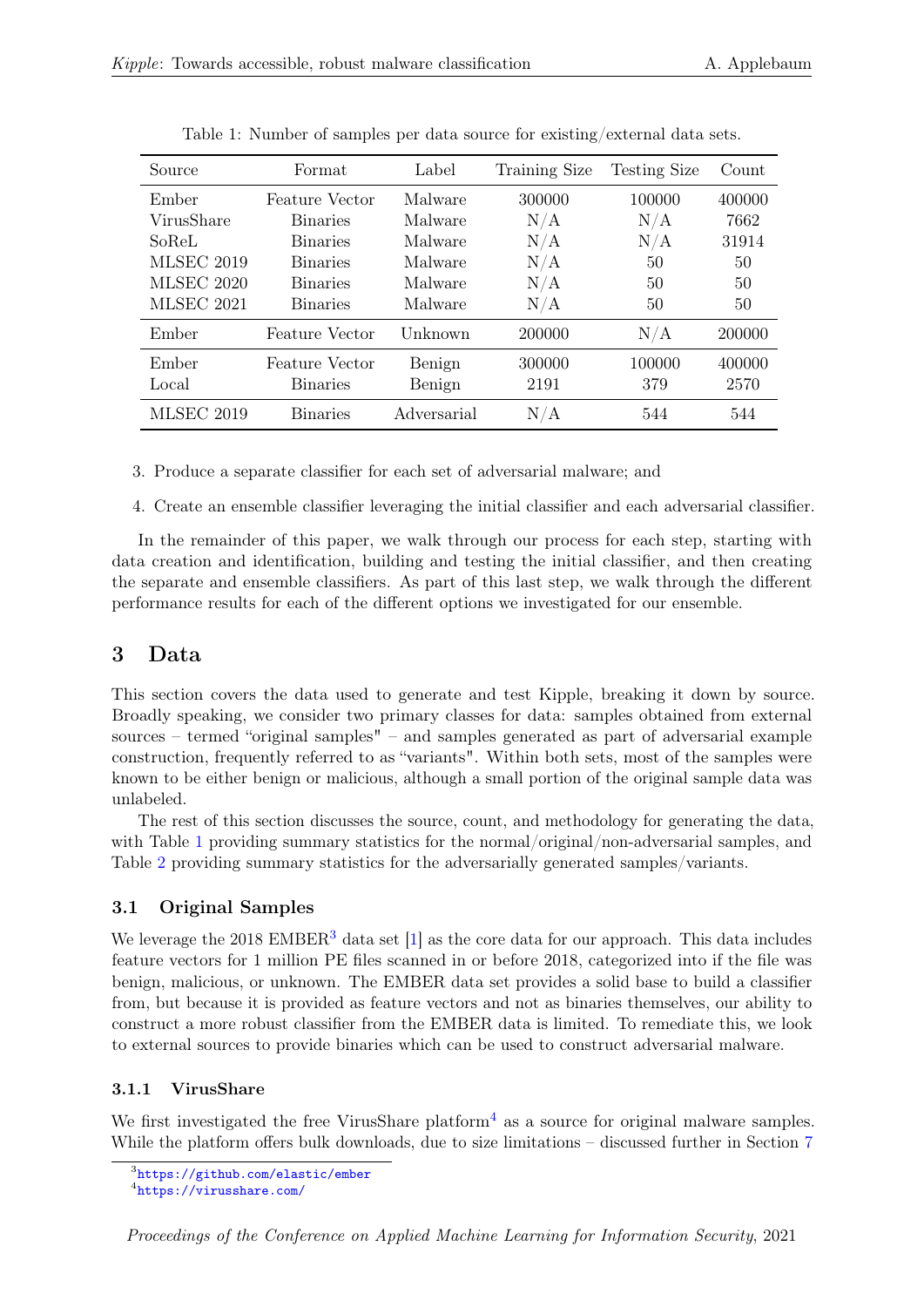Table 1: Number of samples per data source for existing/external data sets.

| Source | Format | Label | Training Size | Testing Size | Count |
|---|---|---|---|---|---|
| Ember | Feature Vector | Malware | 300000 | 100000 | 400000 |
| VirusShare | Binaries | Malware | N/A | N/A | 7662 |
| SoReL | Binaries | Malware | N/A | N/A | 31914 |
| MLSEC 2019 | Binaries | Malware | N/A | 50 | 50 |
| MLSEC 2020 | Binaries | Malware | N/A | 50 | 50 |
| MLSEC 2021 | Binaries | Malware | N/A | 50 | 50 |
| Ember | Feature Vector | Unknown | 200000 | N/A | 200000 |
| Ember | Feature Vector | Benign | 300000 | 100000 | 400000 |
| Local | Binaries | Benign | 2191 | 379 | 2570 |
| MLSEC 2019 | Binaries | Adversarial | N/A | 544 | 544 |

3. Produce a separate classifier for each set of adversarial malware; and
4. Create an ensemble classifier leveraging the initial classifier and each adversarial classifier.

In the remainder of this paper, we walk through our process for each step, starting with data creation and identification, building and testing the initial classifier, and then creating the separate and ensemble classifiers. As part of this last step, we walk through the different performance results for each of the different options we investigated for our ensemble.

## 3 Data

This section covers the data used to generate and test Kipple, breaking it down by source. Broadly speaking, we consider two primary classes for data: samples obtained from external sources – termed "original samples" – and samples generated as part of adversarial example construction, frequently referred to as "variants". Within both sets, most of the samples were known to be either benign or malicious, although a small portion of the original sample data was unlabeled.

The rest of this section discusses the source, count, and methodology for generating the data, with Table 1 providing summary statistics for the normal/original/non-adversarial samples, and Table 2 providing summary statistics for the adversarially generated samples/variants.

### 3.1 Original Samples

We leverage the 2018 EMBER[3] data set [1] as the core data for our approach. This data includes feature vectors for 1 million PE files scanned in or before 2018, categorized into if the file was benign, malicious, or unknown. The EMBER data set provides a solid base to build a classifier from, but because it is provided as feature vectors and not as binaries themselves, our ability to construct a more robust classifier from the EMBER data is limited. To remediate this, we look to external sources to provide binaries which can be used to construct adversarial malware.

#### 3.1.1 VirusShare

We first investigated the free VirusShare platform[4] as a source for original malware samples. While the platform offers bulk downloads, due to size limitations – discussed further in Section 7

[3] https://github.com/elastic/ember

[4] https://virusshare.com/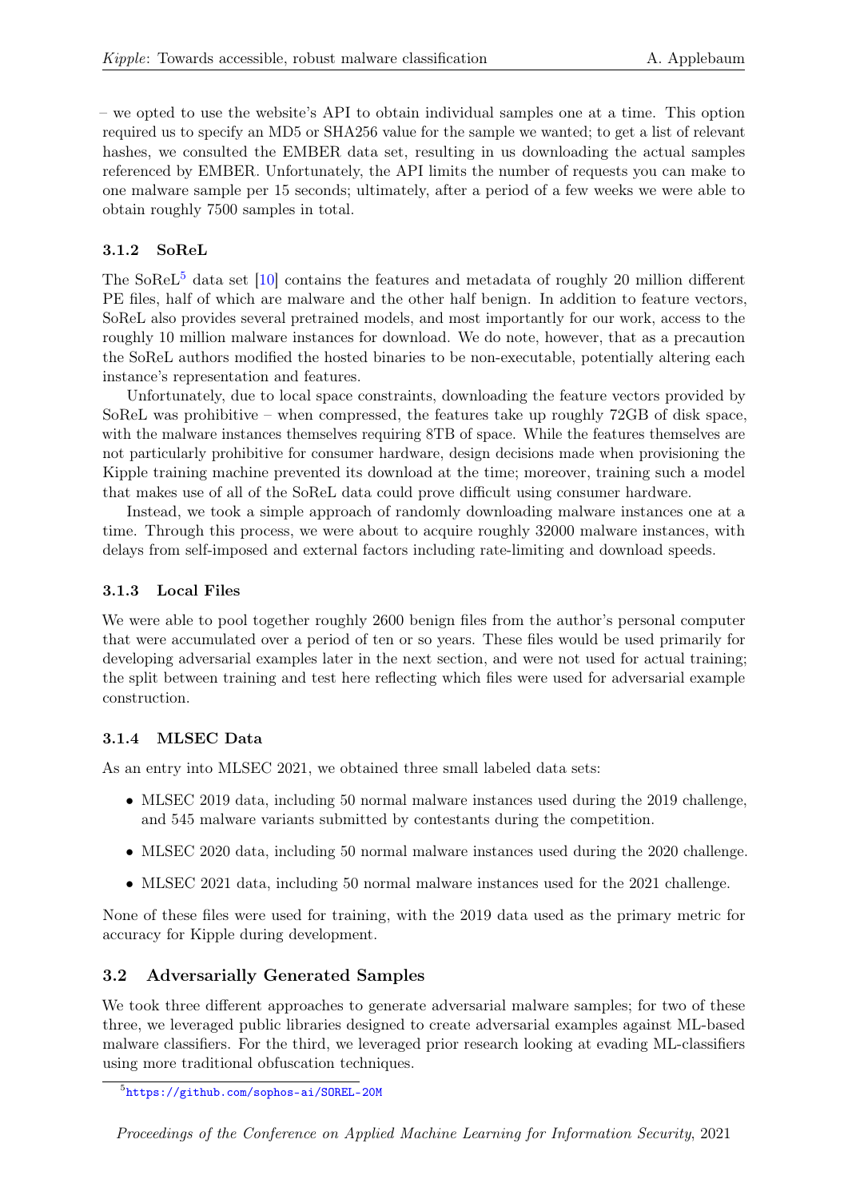– we opted to use the website's API to obtain individual samples one at a time. This option required us to specify an MD5 or SHA256 value for the sample we wanted; to get a list of relevant hashes, we consulted the EMBER data set, resulting in us downloading the actual samples referenced by EMBER. Unfortunately, the API limits the number of requests you can make to one malware sample per 15 seconds; ultimately, after a period of a few weeks we were able to obtain roughly 7500 samples in total.

#### 3.1.2 SoReL

The SoReL[5] data set [10] contains the features and metadata of roughly 20 million different PE files, half of which are malware and the other half benign. In addition to feature vectors, SoReL also provides several pretrained models, and most importantly for our work, access to the roughly 10 million malware instances for download. We do note, however, that as a precaution the SoReL authors modified the hosted binaries to be non-executable, potentially altering each instance's representation and features.

Unfortunately, due to local space constraints, downloading the feature vectors provided by SoReL was prohibitive – when compressed, the features take up roughly 72GB of disk space, with the malware instances themselves requiring 8TB of space. While the features themselves are not particularly prohibitive for consumer hardware, design decisions made when provisioning the Kipple training machine prevented its download at the time; moreover, training such a model that makes use of all of the SoReL data could prove difficult using consumer hardware.

Instead, we took a simple approach of randomly downloading malware instances one at a time. Through this process, we were about to acquire roughly 32000 malware instances, with delays from self-imposed and external factors including rate-limiting and download speeds.

#### 3.1.3 Local Files

We were able to pool together roughly 2600 benign files from the author's personal computer that were accumulated over a period of ten or so years. These files would be used primarily for developing adversarial examples later in the next section, and were not used for actual training; the split between training and test here reflecting which files were used for adversarial example construction.

#### 3.1.4 MLSEC Data

As an entry into MLSEC 2021, we obtained three small labeled data sets:

- MLSEC 2019 data, including 50 normal malware instances used during the 2019 challenge, and 545 malware variants submitted by contestants during the competition.
- MLSEC 2020 data, including 50 normal malware instances used during the 2020 challenge.
- MLSEC 2021 data, including 50 normal malware instances used for the 2021 challenge.

None of these files were used for training, with the 2019 data used as the primary metric for accuracy for Kipple during development.

### 3.2 Adversarially Generated Samples

We took three different approaches to generate adversarial malware samples; for two of these three, we leveraged public libraries designed to create adversarial examples against ML-based malware classifiers. For the third, we leveraged prior research looking at evading ML-classifiers using more traditional obfuscation techniques.

[5] https://github.com/sophos-ai/SOREL-20M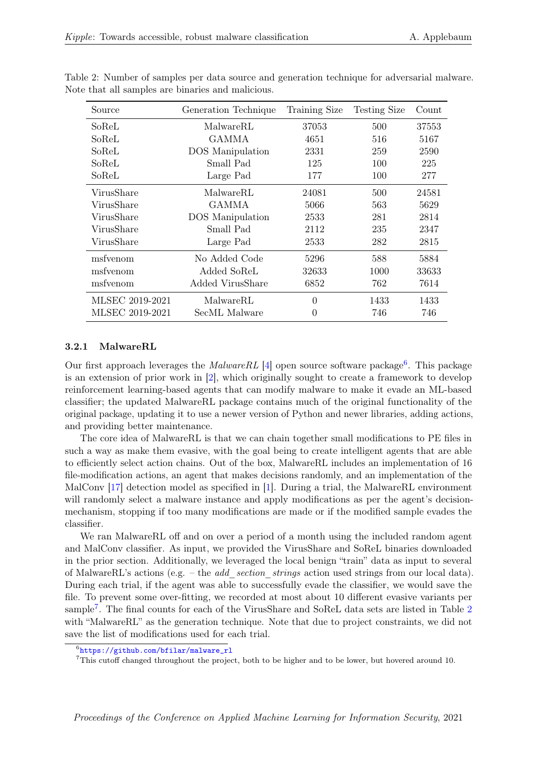Table 2: Number of samples per data source and generation technique for adversarial malware. Note that all samples are binaries and malicious.

| Source | Generation Technique | Training Size | Testing Size | Count |
|---|---|---|---|---|
| SoReL | MalwareRL | 37053 | 500 | 37553 |
| SoReL | GAMMA | 4651 | 516 | 5167 |
| SoReL | DOS Manipulation | 2331 | 259 | 2590 |
| SoReL | Small Pad | 125 | 100 | 225 |
| SoReL | Large Pad | 177 | 100 | 277 |
| VirusShare | MalwareRL | 24081 | 500 | 24581 |
| VirusShare | GAMMA | 5066 | 563 | 5629 |
| VirusShare | DOS Manipulation | 2533 | 281 | 2814 |
| VirusShare | Small Pad | 2112 | 235 | 2347 |
| VirusShare | Large Pad | 2533 | 282 | 2815 |
| msfvenom | No Added Code | 5296 | 588 | 5884 |
| msfvenom | Added SoReL | 32633 | 1000 | 33633 |
| msfvenom | Added VirusShare | 6852 | 762 | 7614 |
| MLSEC 2019-2021 | MalwareRL | 0 | 1433 | 1433 |
| MLSEC 2019-2021 | SecML Malware | 0 | 746 | 746 |

### 3.2.1 MalwareRL

Our first approach leverages the *MalwareRL* [4] open source software package[6]. This package is an extension of prior work in [2], which originally sought to create a framework to develop reinforcement learning-based agents that can modify malware to make it evade an ML-based classifier; the updated MalwareRL package contains much of the original functionality of the original package, updating it to use a newer version of Python and newer libraries, adding actions, and providing better maintenance.

The core idea of MalwareRL is that we can chain together small modifications to PE files in such a way as make them evasive, with the goal being to create intelligent agents that are able to efficiently select action chains. Out of the box, MalwareRL includes an implementation of 16 file-modification actions, an agent that makes decisions randomly, and an implementation of the MalConv [17] detection model as specified in [1]. During a trial, the MalwareRL environment will randomly select a malware instance and apply modifications as per the agent's decision-mechanism, stopping if too many modifications are made or if the modified sample evades the classifier.

We ran MalwareRL off and on over a period of a month using the included random agent and MalConv classifier. As input, we provided the VirusShare and SoReL binaries downloaded in the prior section. Additionally, we leveraged the local benign "train" data as input to several of MalwareRL's actions (e.g. – the *add_section_strings* action used strings from our local data). During each trial, if the agent was able to successfully evade the classifier, we would save the file. To prevent some over-fitting, we recorded at most about 10 different evasive variants per sample[7]. The final counts for each of the VirusShare and SoReL data sets are listed in Table 2 with "MalwareRL" as the generation technique. Note that due to project constraints, we did not save the list of modifications used for each trial.

[6] https://github.com/bfilar/malware_rl

[7] This cutoff changed throughout the project, both to be higher and to be lower, but hovered around 10.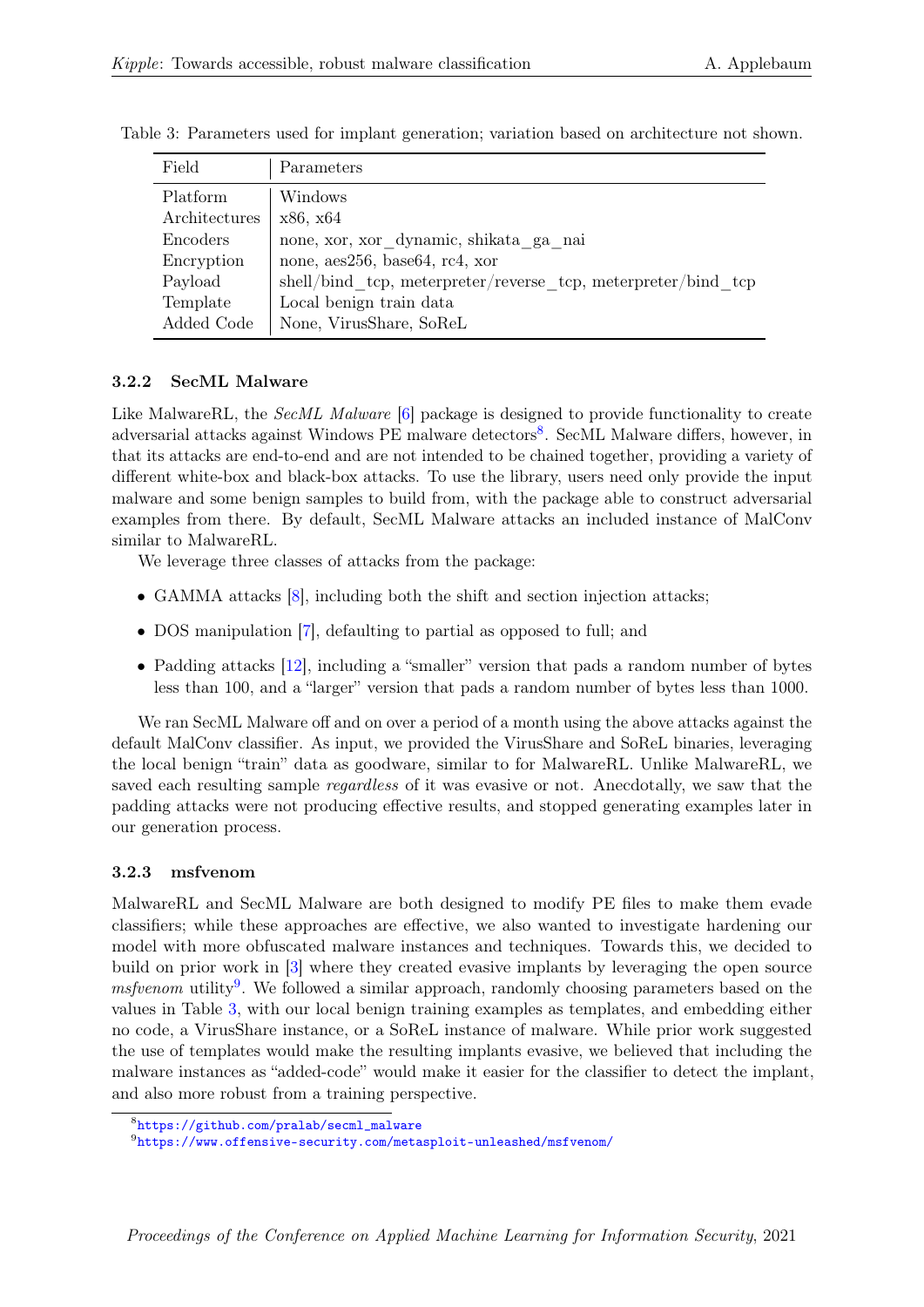Table 3: Parameters used for implant generation; variation based on architecture not shown.

| Field | Parameters |
|---|---|
| Platform | Windows |
| Architectures | x86, x64 |
| Encoders | none, xor, xor_dynamic, shikata_ga_nai |
| Encryption | none, aes256, base64, rc4, xor |
| Payload | shell/bind_tcp, meterpreter/reverse_tcp, meterpreter/bind_tcp |
| Template | Local benign train data |
| Added Code | None, VirusShare, SoReL |

### 3.2.2 SecML Malware

Like MalwareRL, the *SecML Malware* [6] package is designed to provide functionality to create adversarial attacks against Windows PE malware detectors[8]. SecML Malware differs, however, in that its attacks are end-to-end and are not intended to be chained together, providing a variety of different white-box and black-box attacks. To use the library, users need only provide the input malware and some benign samples to build from, with the package able to construct adversarial examples from there. By default, SecML Malware attacks an included instance of MalConv similar to MalwareRL.

We leverage three classes of attacks from the package:

- GAMMA attacks [8], including both the shift and section injection attacks;
- DOS manipulation [7], defaulting to partial as opposed to full; and
- Padding attacks [12], including a "smaller" version that pads a random number of bytes less than 100, and a "larger" version that pads a random number of bytes less than 1000.

We ran SecML Malware off and on over a period of a month using the above attacks against the default MalConv classifier. As input, we provided the VirusShare and SoReL binaries, leveraging the local benign "train" data as goodware, similar to for MalwareRL. Unlike MalwareRL, we saved each resulting sample *regardless* of it was evasive or not. Anecdotally, we saw that the padding attacks were not producing effective results, and stopped generating examples later in our generation process.

### 3.2.3 msfvenom

MalwareRL and SecML Malware are both designed to modify PE files to make them evade classifiers; while these approaches are effective, we also wanted to investigate hardening our model with more obfuscated malware instances and techniques. Towards this, we decided to build on prior work in [3] where they created evasive implants by leveraging the open source *msfvenom* utility[9]. We followed a similar approach, randomly choosing parameters based on the values in Table 3, with our local benign training examples as templates, and embedding either no code, a VirusShare instance, or a SoReL instance of malware. While prior work suggested the use of templates would make the resulting implants evasive, we believed that including the malware instances as "added-code" would make it easier for the classifier to detect the implant, and also more robust from a training perspective.

[8] https://github.com/pralab/secml_malware

[9] https://www.offensive-security.com/metasploit-unleashed/msfvenom/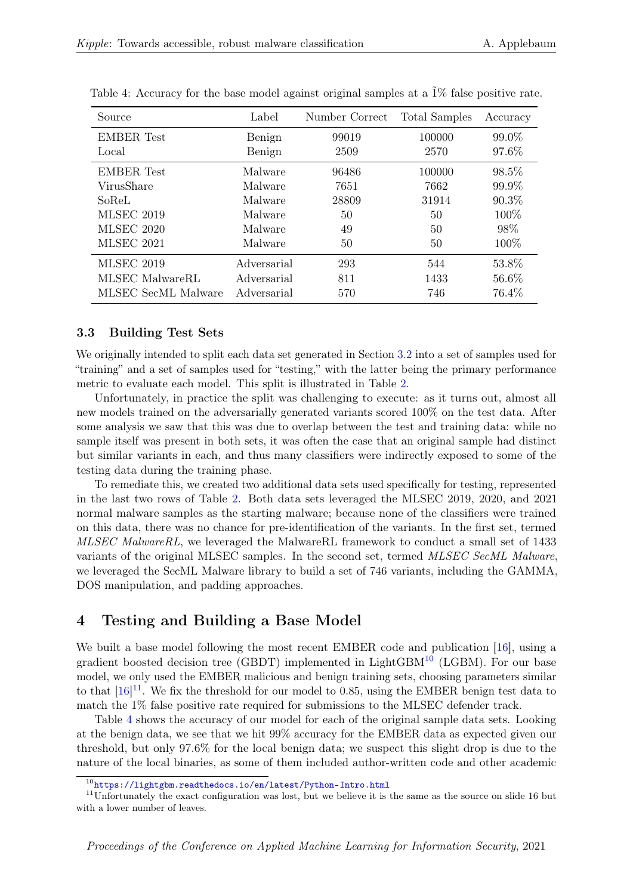Table 4: Accuracy for the base model against original samples at a $\tilde{1}$% false positive rate.

| Source | Label | Number Correct | Total Samples | Accuracy |
|---|---|---|---|---|
| EMBER Test | Benign | 99019 | 100000 | 99.0% |
| Local | Benign | 2509 | 2570 | 97.6% |
| EMBER Test | Malware | 96486 | 100000 | 98.5% |
| VirusShare | Malware | 7651 | 7662 | 99.9% |
| SoReL | Malware | 28809 | 31914 | 90.3% |
| MLSEC 2019 | Malware | 50 | 50 | 100% |
| MLSEC 2020 | Malware | 49 | 50 | 98% |
| MLSEC 2021 | Malware | 50 | 50 | 100% |
| MLSEC 2019 | Adversarial | 293 | 544 | 53.8% |
| MLSEC MalwareRL | Adversarial | 811 | 1433 | 56.6% |
| MLSEC SecML Malware | Adversarial | 570 | 746 | 76.4% |

### 3.3 Building Test Sets

We originally intended to split each data set generated in Section 3.2 into a set of samples used for "training" and a set of samples used for "testing," with the latter being the primary performance metric to evaluate each model. This split is illustrated in Table 2.

Unfortunately, in practice the split was challenging to execute: as it turns out, almost all new models trained on the adversarially generated variants scored 100% on the test data. After some analysis we saw that this was due to overlap between the test and training data: while no sample itself was present in both sets, it was often the case that an original sample had distinct but similar variants in each, and thus many classifiers were indirectly exposed to some of the testing data during the training phase.

To remediate this, we created two additional data sets used specifically for testing, represented in the last two rows of Table 2. Both data sets leveraged the MLSEC 2019, 2020, and 2021 normal malware samples as the starting malware; because none of the classifiers were trained on this data, there was no chance for pre-identification of the variants. In the first set, termed *MLSEC MalwareRL*, we leveraged the MalwareRL framework to conduct a small set of 1433 variants of the original MLSEC samples. In the second set, termed *MLSEC SecML Malware*, we leveraged the SecML Malware library to build a set of 746 variants, including the GAMMA, DOS manipulation, and padding approaches.

## 4 Testing and Building a Base Model

We built a base model following the most recent EMBER code and publication [16], using a gradient boosted decision tree (GBDT) implemented in LightGBM[10] (LGBM). For our base model, we only used the EMBER malicious and benign training sets, choosing parameters similar to that [16][11]. We fix the threshold for our model to 0.85, using the EMBER benign test data to match the 1% false positive rate required for submissions to the MLSEC defender track.

Table 4 shows the accuracy of our model for each of the original sample data sets. Looking at the benign data, we see that we hit 99% accuracy for the EMBER data as expected given our threshold, but only 97.6% for the local benign data; we suspect this slight drop is due to the nature of the local binaries, as some of them included author-written code and other academic

[10] https://lightgbm.readthedocs.io/en/latest/Python-Intro.html

[11] Unfortunately the exact configuration was lost, but we believe it is the same as the source on slide 16 but with a lower number of leaves.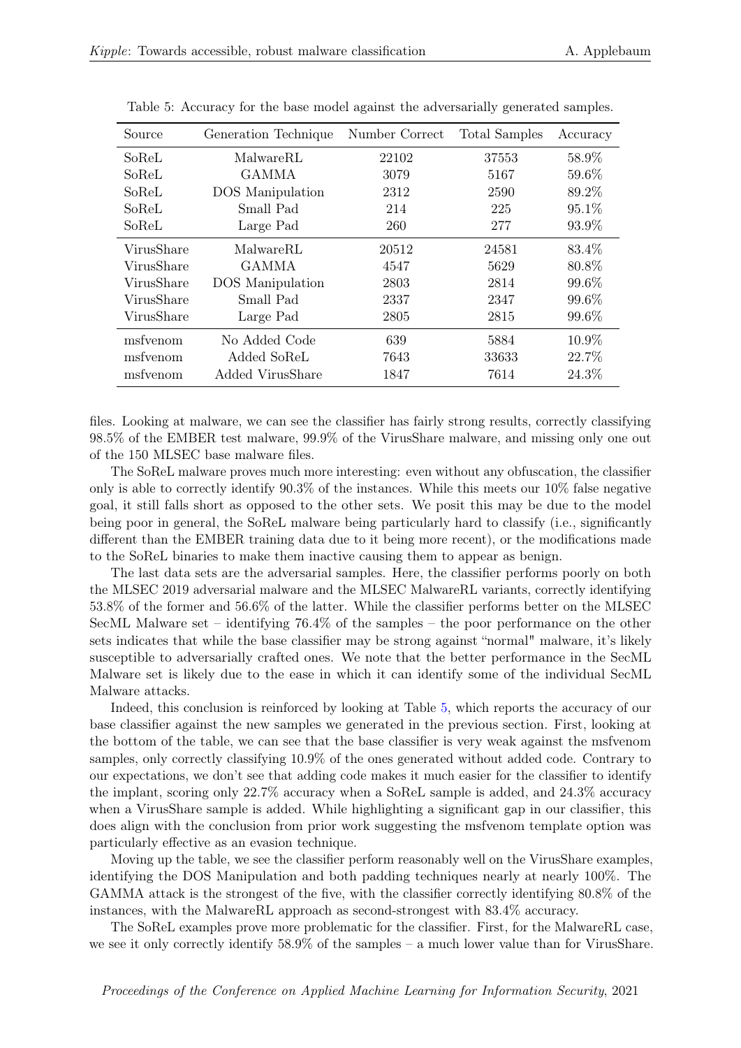Table 5: Accuracy for the base model against the adversarially generated samples.

| Source | Generation Technique | Number Correct | Total Samples | Accuracy |
|---|---|---|---|---|
| SoReL | MalwareRL | 22102 | 37553 | 58.9% |
| SoReL | GAMMA | 3079 | 5167 | 59.6% |
| SoReL | DOS Manipulation | 2312 | 2590 | 89.2% |
| SoReL | Small Pad | 214 | 225 | 95.1% |
| SoReL | Large Pad | 260 | 277 | 93.9% |
| VirusShare | MalwareRL | 20512 | 24581 | 83.4% |
| VirusShare | GAMMA | 4547 | 5629 | 80.8% |
| VirusShare | DOS Manipulation | 2803 | 2814 | 99.6% |
| VirusShare | Small Pad | 2337 | 2347 | 99.6% |
| VirusShare | Large Pad | 2805 | 2815 | 99.6% |
| msfvenom | No Added Code | 639 | 5884 | 10.9% |
| msfvenom | Added SoReL | 7643 | 33633 | 22.7% |
| msfvenom | Added VirusShare | 1847 | 7614 | 24.3% |

files. Looking at malware, we can see the classifier has fairly strong results, correctly classifying 98.5% of the EMBER test malware, 99.9% of the VirusShare malware, and missing only one out of the 150 MLSEC base malware files.

The SoReL malware proves much more interesting: even without any obfuscation, the classifier only is able to correctly identify 90.3% of the instances. While this meets our 10% false negative goal, it still falls short as opposed to the other sets. We posit this may be due to the model being poor in general, the SoReL malware being particularly hard to classify (i.e., significantly different than the EMBER training data due to it being more recent), or the modifications made to the SoReL binaries to make them inactive causing them to appear as benign.

The last data sets are the adversarial samples. Here, the classifier performs poorly on both the MLSEC 2019 adversarial malware and the MLSEC MalwareRL variants, correctly identifying 53.8% of the former and 56.6% of the latter. While the classifier performs better on the MLSEC SecML Malware set – identifying 76.4% of the samples – the poor performance on the other sets indicates that while the base classifier may be strong against "normal" malware, it's likely susceptible to adversarially crafted ones. We note that the better performance in the SecML Malware set is likely due to the ease in which it can identify some of the individual SecML Malware attacks.

Indeed, this conclusion is reinforced by looking at Table 5, which reports the accuracy of our base classifier against the new samples we generated in the previous section. First, looking at the bottom of the table, we can see that the base classifier is very weak against the msfvenom samples, only correctly classifying 10.9% of the ones generated without added code. Contrary to our expectations, we don't see that adding code makes it much easier for the classifier to identify the implant, scoring only 22.7% accuracy when a SoReL sample is added, and 24.3% accuracy when a VirusShare sample is added. While highlighting a significant gap in our classifier, this does align with the conclusion from prior work suggesting the msfvenom template option was particularly effective as an evasion technique.

Moving up the table, we see the classifier perform reasonably well on the VirusShare examples, identifying the DOS Manipulation and both padding techniques nearly at nearly 100%. The GAMMA attack is the strongest of the five, with the classifier correctly identifying 80.8% of the instances, with the MalwareRL approach as second-strongest with 83.4% accuracy.

The SoReL examples prove more problematic for the classifier. First, for the MalwareRL case, we see it only correctly identify 58.9% of the samples – a much lower value than for VirusShare.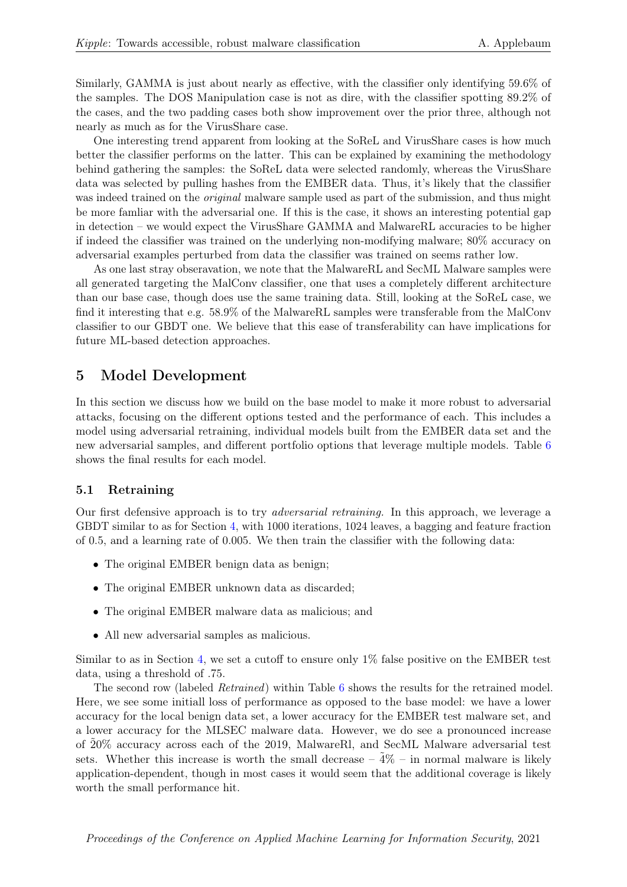Similarly, GAMMA is just about nearly as effective, with the classifier only identifying 59.6% of the samples. The DOS Manipulation case is not as dire, with the classifier spotting 89.2% of the cases, and the two padding cases both show improvement over the prior three, although not nearly as much as for the VirusShare case.

One interesting trend apparent from looking at the SoReL and VirusShare cases is how much better the classifier performs on the latter. This can be explained by examining the methodology behind gathering the samples: the SoReL data were selected randomly, whereas the VirusShare data was selected by pulling hashes from the EMBER data. Thus, it's likely that the classifier was indeed trained on the *original* malware sample used as part of the submission, and thus might be more famliar with the adversarial one. If this is the case, it shows an interesting potential gap in detection – we would expect the VirusShare GAMMA and MalwareRL accuracies to be higher if indeed the classifier was trained on the underlying non-modifying malware; 80% accuracy on adversarial examples perturbed from data the classifier was trained on seems rather low.

As one last stray obseravation, we note that the MalwareRL and SecML Malware samples were all generated targeting the MalConv classifier, one that uses a completely different architecture than our base case, though does use the same training data. Still, looking at the SoReL case, we find it interesting that e.g. 58.9% of the MalwareRL samples were transferable from the MalConv classifier to our GBDT one. We believe that this ease of transferability can have implications for future ML-based detection approaches.

## 5 Model Development

In this section we discuss how we build on the base model to make it more robust to adversarial attacks, focusing on the different options tested and the performance of each. This includes a model using adversarial retraining, individual models built from the EMBER data set and the new adversarial samples, and different portfolio options that leverage multiple models. Table 6 shows the final results for each model.

### 5.1 Retraining

Our first defensive approach is to try *adversarial retraining.* In this approach, we leverage a GBDT similar to as for Section 4, with 1000 iterations, 1024 leaves, a bagging and feature fraction of 0.5, and a learning rate of 0.005. We then train the classifier with the following data:

- The original EMBER benign data as benign;
- The original EMBER unknown data as discarded;
- The original EMBER malware data as malicious; and
- All new adversarial samples as malicious.

Similar to as in Section 4, we set a cutoff to ensure only 1% false positive on the EMBER test data, using a threshold of .75.

The second row (labeled *Retrained*) within Table 6 shows the results for the retrained model. Here, we see some initiall loss of performance as opposed to the base model: we have a lower accuracy for the local benign data set, a lower accuracy for the EMBER test malware set, and a lower accuracy for the MLSEC malware data. However, we do see a pronounced increase of ~20% accuracy across each of the 2019, MalwareRl, and SecML Malware adversarial test sets. Whether this increase is worth the small decrease – ~4% – in normal malware is likely application-dependent, though in most cases it would seem that the additional coverage is likely worth the small performance hit.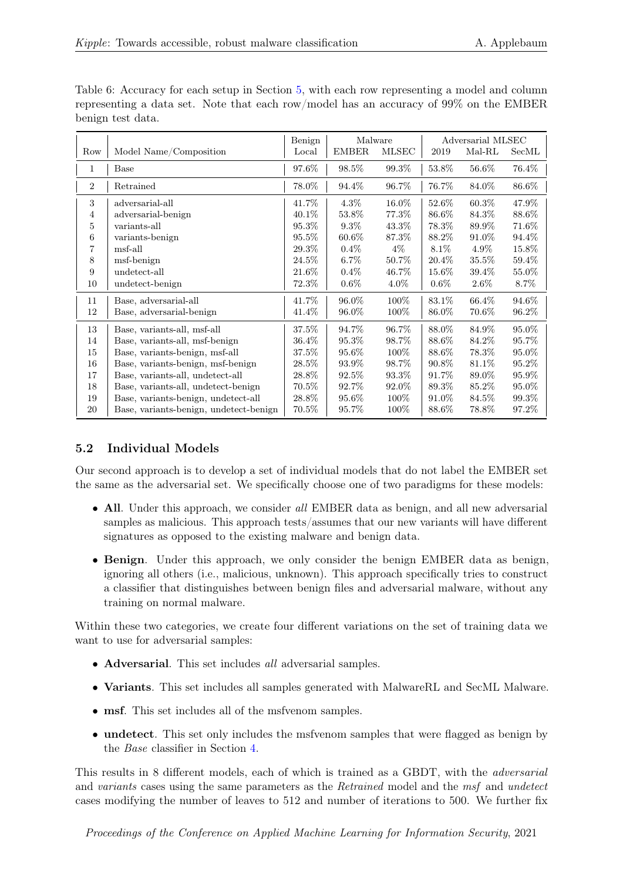Table 6: Accuracy for each setup in Section 5, with each row representing a model and column representing a data set. Note that each row/model has an accuracy of 99% on the EMBER benign test data.

| | | Benign | Malware | | Adversarial MLSEC | | |
|---|---|---|---|---|---|---|---|
| Row | Model Name/Composition | Local | EMBER | MLSEC | 2019 | Mal-RL | SecML |
| 1 | Base | 97.6% | 98.5% | 99.3% | 53.8% | 56.6% | 76.4% |
| 2 | Retrained | 78.0% | 94.4% | 96.7% | 76.7% | 84.0% | 86.6% |
| 3 | adversarial-all | 41.7% | 4.3% | 16.0% | 52.6% | 60.3% | 47.9% |
| 4 | adversarial-benign | 40.1% | 53.8% | 77.3% | 86.6% | 84.3% | 88.6% |
| 5 | variants-all | 95.3% | 9.3% | 43.3% | 78.3% | 89.9% | 71.6% |
| 6 | variants-benign | 95.5% | 60.6% | 87.3% | 88.2% | 91.0% | 94.4% |
| 7 | msf-all | 29.3% | 0.4% | 4% | 8.1% | 4.9% | 15.8% |
| 8 | msf-benign | 24.5% | 6.7% | 50.7% | 20.4% | 35.5% | 59.4% |
| 9 | undetect-all | 21.6% | 0.4% | 46.7% | 15.6% | 39.4% | 55.0% |
| 10 | undetect-benign | 72.3% | 0.6% | 4.0% | 0.6% | 2.6% | 8.7% |
| 11 | Base, adversarial-all | 41.7% | 96.0% | 100% | 83.1% | 66.4% | 94.6% |
| 12 | Base, adversarial-benign | 41.4% | 96.0% | 100% | 86.0% | 70.6% | 96.2% |
| 13 | Base, variants-all, msf-all | 37.5% | 94.7% | 96.7% | 88.0% | 84.9% | 95.0% |
| 14 | Base, variants-all, msf-benign | 36.4% | 95.3% | 98.7% | 88.6% | 84.2% | 95.7% |
| 15 | Base, variants-benign, msf-all | 37.5% | 95.6% | 100% | 88.6% | 78.3% | 95.0% |
| 16 | Base, variants-benign, msf-benign | 28.5% | 93.9% | 98.7% | 90.8% | 81.1% | 95.2% |
| 17 | Base, variants-all, undetect-all | 28.8% | 92.5% | 93.3% | 91.7% | 89.0% | 95.9% |
| 18 | Base, variants-all, undetect-benign | 70.5% | 92.7% | 92.0% | 89.3% | 85.2% | 95.0% |
| 19 | Base, variants-benign, undetect-all | 28.8% | 95.6% | 100% | 91.0% | 84.5% | 99.3% |
| 20 | Base, variants-benign, undetect-benign | 70.5% | 95.7% | 100% | 88.6% | 78.8% | 97.2% |

### 5.2 Individual Models

Our second approach is to develop a set of individual models that do not label the EMBER set the same as the adversarial set. We specifically choose one of two paradigms for these models:

- **All**. Under this approach, we consider *all* EMBER data as benign, and all new adversarial samples as malicious. This approach tests/assumes that our new variants will have different signatures as opposed to the existing malware and benign data.
- **Benign**. Under this approach, we only consider the benign EMBER data as benign, ignoring all others (i.e., malicious, unknown). This approach specifically tries to construct a classifier that distinguishes between benign files and adversarial malware, without any training on normal malware.

Within these two categories, we create four different variations on the set of training data we want to use for adversarial samples:

- **Adversarial**. This set includes *all* adversarial samples.
- **Variants**. This set includes all samples generated with MalwareRL and SecML Malware.
- **msf**. This set includes all of the msfvenom samples.
- **undetect**. This set only includes the msfvenom samples that were flagged as benign by the *Base* classifier in Section 4.

This results in 8 different models, each of which is trained as a GBDT, with the *adversarial* and *variants* cases using the same parameters as the *Retrained* model and the *msf* and *undetect* cases modifying the number of leaves to 512 and number of iterations to 500. We further fix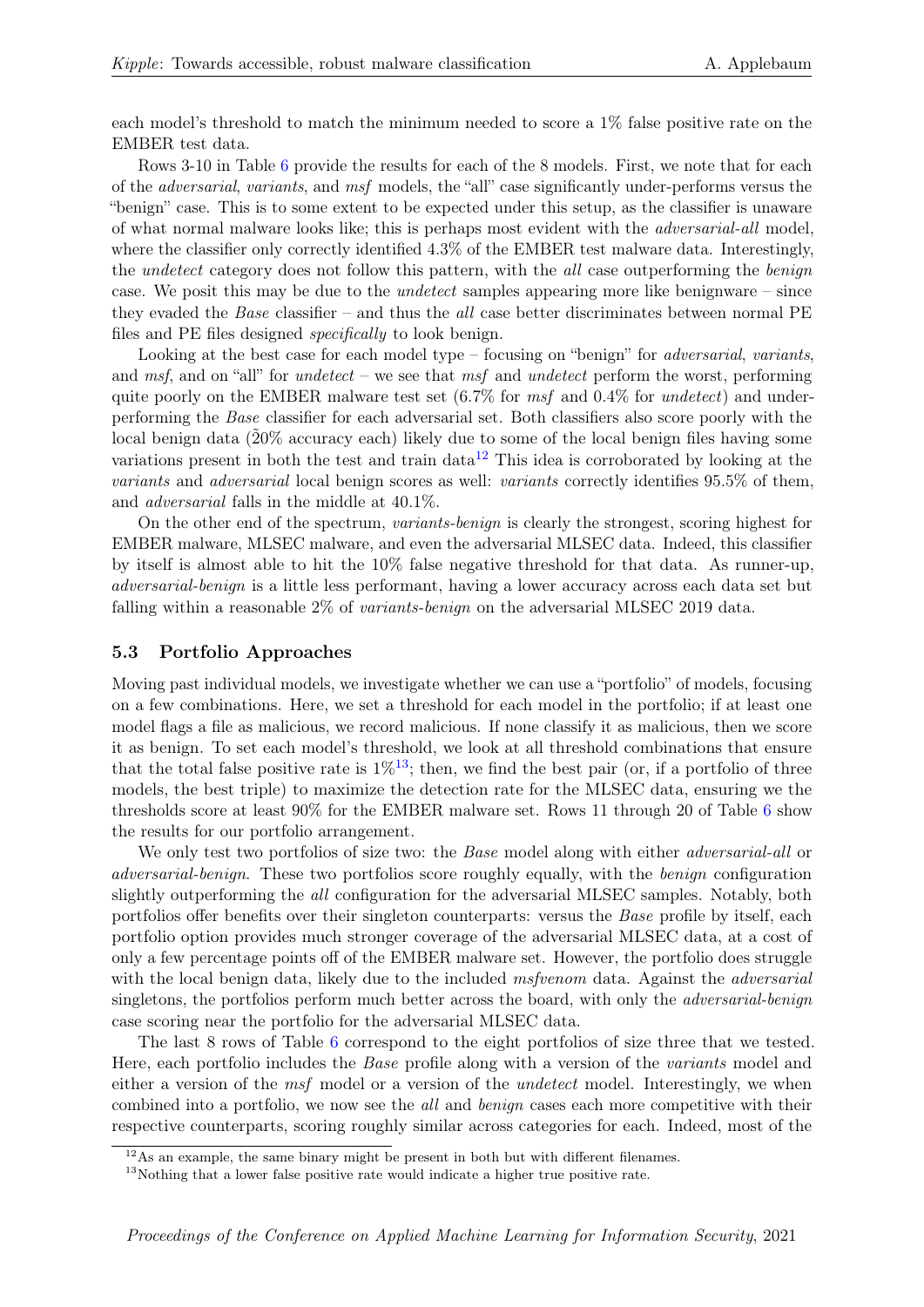each model's threshold to match the minimum needed to score a 1% false positive rate on the EMBER test data.

Rows 3-10 in Table 6 provide the results for each of the 8 models. First, we note that for each of the *adversarial*, *variants*, and *msf* models, the "all" case significantly under-performs versus the "benign" case. This is to some extent to be expected under this setup, as the classifier is unaware of what normal malware looks like; this is perhaps most evident with the *adversarial-all* model, where the classifier only correctly identified 4.3% of the EMBER test malware data. Interestingly, the *undetect* category does not follow this pattern, with the *all* case outperforming the *benign* case. We posit this may be due to the *undetect* samples appearing more like benignware – since they evaded the *Base* classifier – and thus the *all* case better discriminates between normal PE files and PE files designed *specifically* to look benign.

Looking at the best case for each model type – focusing on "benign" for *adversarial*, *variants*, and *msf*, and on "all" for *undetect* – we see that *msf* and *undetect* perform the worst, performing quite poorly on the EMBER malware test set (6.7% for *msf* and 0.4% for *undetect*) and under-performing the *Base* classifier for each adversarial set. Both classifiers also score poorly with the local benign data ($\tilde{2}$0% accuracy each) likely due to some of the local benign files having some variations present in both the test and train data[12] This idea is corroborated by looking at the *variants* and *adversarial* local benign scores as well: *variants* correctly identifies 95.5% of them, and *adversarial* falls in the middle at 40.1%.

On the other end of the spectrum, *variants-benign* is clearly the strongest, scoring highest for EMBER malware, MLSEC malware, and even the adversarial MLSEC data. Indeed, this classifier by itself is almost able to hit the 10% false negative threshold for that data. As runner-up, *adversarial-benign* is a little less performant, having a lower accuracy across each data set but falling within a reasonable 2% of *variants-benign* on the adversarial MLSEC 2019 data.

### 5.3 Portfolio Approaches

Moving past individual models, we investigate whether we can use a "portfolio" of models, focusing on a few combinations. Here, we set a threshold for each model in the portfolio; if at least one model flags a file as malicious, we record malicious. If none classify it as malicious, then we score it as benign. To set each model's threshold, we look at all threshold combinations that ensure that the total false positive rate is 1%[13]; then, we find the best pair (or, if a portfolio of three models, the best triple) to maximize the detection rate for the MLSEC data, ensuring we the thresholds score at least 90% for the EMBER malware set. Rows 11 through 20 of Table 6 show the results for our portfolio arrangement.

We only test two portfolios of size two: the *Base* model along with either *adversarial-all* or *adversarial-benign*. These two portfolios score roughly equally, with the *benign* configuration slightly outperforming the *all* configuration for the adversarial MLSEC samples. Notably, both portfolios offer benefits over their singleton counterparts: versus the *Base* profile by itself, each portfolio option provides much stronger coverage of the adversarial MLSEC data, at a cost of only a few percentage points off of the EMBER malware set. However, the portfolio does struggle with the local benign data, likely due to the included *msfvenom* data. Against the *adversarial* singletons, the portfolios perform much better across the board, with only the *adversarial-benign* case scoring near the portfolio for the adversarial MLSEC data.

The last 8 rows of Table 6 correspond to the eight portfolios of size three that we tested. Here, each portfolio includes the *Base* profile along with a version of the *variants* model and either a version of the *msf* model or a version of the *undetect* model. Interestingly, we when combined into a portfolio, we now see the *all* and *benign* cases each more competitive with their respective counterparts, scoring roughly similar across categories for each. Indeed, most of the

[12] As an example, the same binary might be present in both but with different filenames.

[13] Nothing that a lower false positive rate would indicate a higher true positive rate.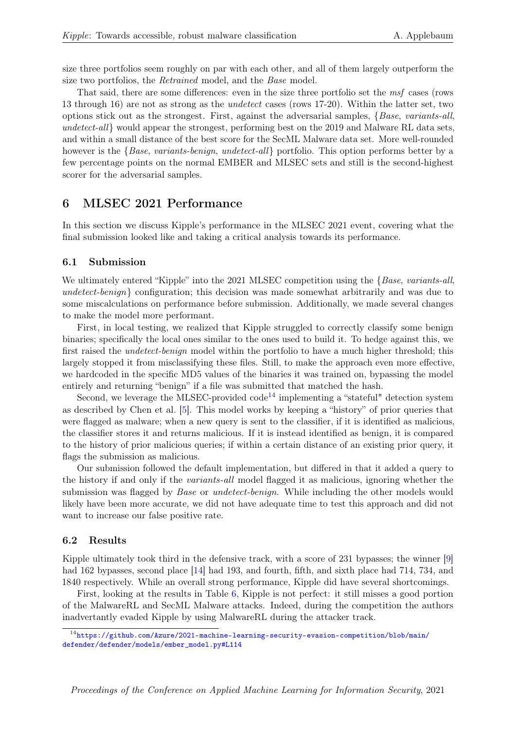size three portfolios seem roughly on par with each other, and all of them largely outperform the size two portfolios, the *Retrained* model, and the *Base* model.

That said, there are some differences: even in the size three portfolio set the *msf* cases (rows 13 through 16) are not as strong as the *undetect* cases (rows 17-20). Within the latter set, two options stick out as the strongest. First, against the adversarial samples, {*Base*, *variants-all*, *undetect-all*} would appear the strongest, performing best on the 2019 and Malware RL data sets, and within a small distance of the best score for the SecML Malware data set. More well-rounded however is the {*Base*, *variants-benign*, *undetect-all*} portfolio. This option performs better by a few percentage points on the normal EMBER and MLSEC sets and still is the second-highest scorer for the adversarial samples.

# 6 MLSEC 2021 Performance

In this section we discuss Kipple's performance in the MLSEC 2021 event, covering what the final submission looked like and taking a critical analysis towards its performance.

## 6.1 Submission

We ultimately entered "Kipple" into the 2021 MLSEC competition using the {*Base*, *variants-all*, *undetect-benign*} configuration; this decision was made somewhat arbitrarily and was due to some miscalculations on performance before submission. Additionally, we made several changes to make the model more performant.

First, in local testing, we realized that Kipple struggled to correctly classify some benign binaries; specifically the local ones similar to the ones used to build it. To hedge against this, we first raised the *undetect-benign* model within the portfolio to have a much higher threshold; this largely stopped it from misclassifying these files. Still, to make the approach even more effective, we hardcoded in the specific MD5 values of the binaries it was trained on, bypassing the model entirely and returning "benign" if a file was submitted that matched the hash.

Second, we leverage the MLSEC-provided code[14] implementing a "stateful" detection system as described by Chen et al. [5]. This model works by keeping a "history" of prior queries that were flagged as malware; when a new query is sent to the classifier, if it is identified as malicious, the classifier stores it and returns malicious. If it is instead identified as benign, it is compared to the history of prior malicious queries; if within a certain distance of an existing prior query, it flags the submission as malicious.

Our submission followed the default implementation, but differed in that it added a query to the history if and only if the *variants-all* model flagged it as malicious, ignoring whether the submission was flagged by *Base* or *undetect-benign*. While including the other models would likely have been more accurate, we did not have adequate time to test this approach and did not want to increase our false positive rate.

## 6.2 Results

Kipple ultimately took third in the defensive track, with a score of 231 bypasses; the winner [9] had 162 bypasses, second place [14] had 193, and fourth, fifth, and sixth place had 714, 734, and 1840 respectively. While an overall strong performance, Kipple did have several shortcomings.

First, looking at the results in Table 6, Kipple is not perfect: it still misses a good portion of the MalwareRL and SecML Malware attacks. Indeed, during the competition the authors inadvertantly evaded Kipple by using MalwareRL during the attacker track.

[14] https://github.com/Azure/2021-machine-learning-security-evasion-competition/blob/main/defender/defender/models/ember_model.py#L114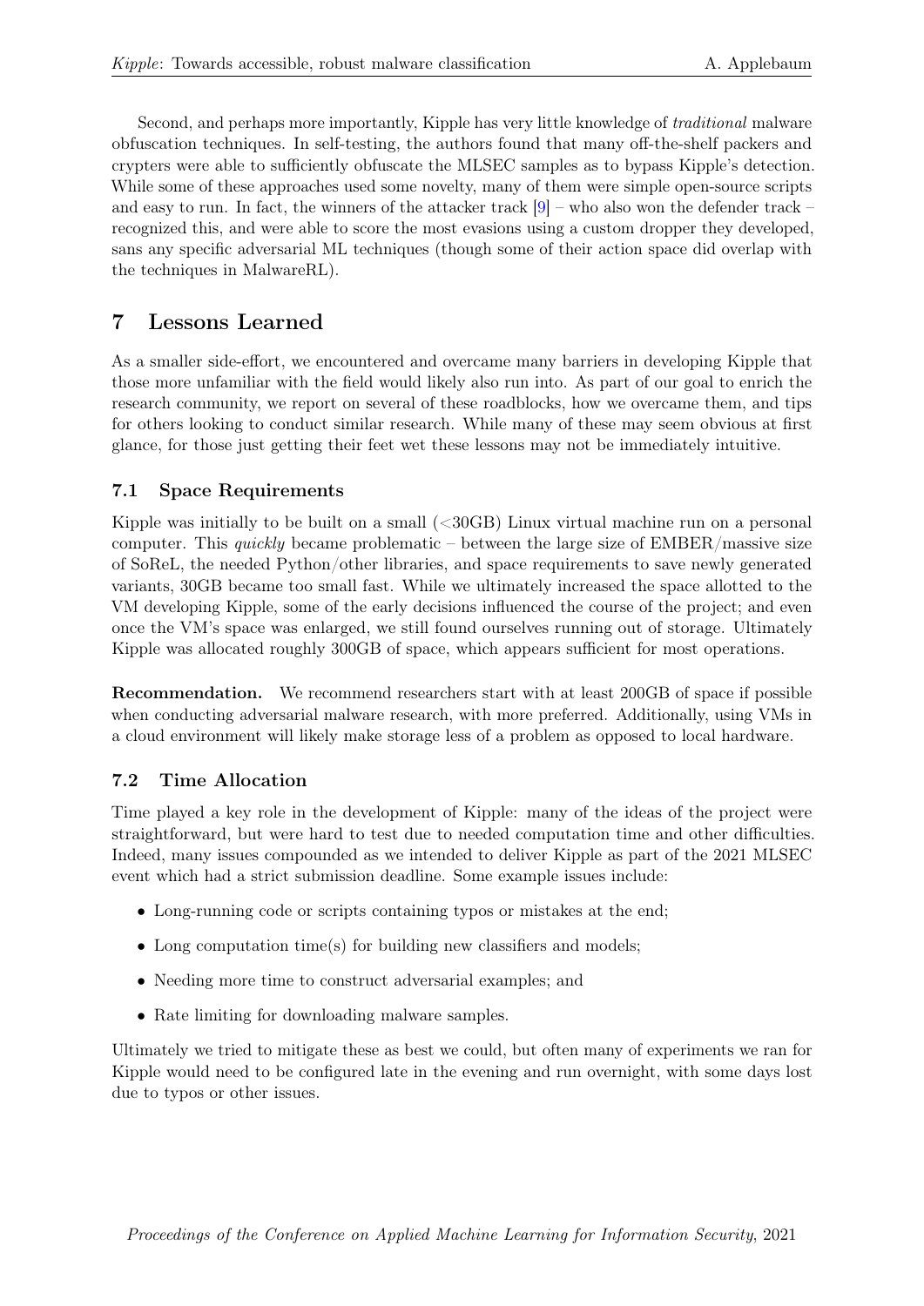Second, and perhaps more importantly, Kipple has very little knowledge of *traditional* malware obfuscation techniques. In self-testing, the authors found that many off-the-shelf packers and crypters were able to sufficiently obfuscate the MLSEC samples as to bypass Kipple's detection. While some of these approaches used some novelty, many of them were simple open-source scripts and easy to run. In fact, the winners of the attacker track [9] – who also won the defender track – recognized this, and were able to score the most evasions using a custom dropper they developed, sans any specific adversarial ML techniques (though some of their action space did overlap with the techniques in MalwareRL).

## 7 Lessons Learned

As a smaller side-effort, we encountered and overcame many barriers in developing Kipple that those more unfamiliar with the field would likely also run into. As part of our goal to enrich the research community, we report on several of these roadblocks, how we overcame them, and tips for others looking to conduct similar research. While many of these may seem obvious at first glance, for those just getting their feet wet these lessons may not be immediately intuitive.

### 7.1 Space Requirements

Kipple was initially to be built on a small (<30GB) Linux virtual machine run on a personal computer. This *quickly* became problematic – between the large size of EMBER/massive size of SoReL, the needed Python/other libraries, and space requirements to save newly generated variants, 30GB became too small fast. While we ultimately increased the space allotted to the VM developing Kipple, some of the early decisions influenced the course of the project; and even once the VM's space was enlarged, we still found ourselves running out of storage. Ultimately Kipple was allocated roughly 300GB of space, which appears sufficient for most operations.

**Recommendation.** We recommend researchers start with at least 200GB of space if possible when conducting adversarial malware research, with more preferred. Additionally, using VMs in a cloud environment will likely make storage less of a problem as opposed to local hardware.

### 7.2 Time Allocation

Time played a key role in the development of Kipple: many of the ideas of the project were straightforward, but were hard to test due to needed computation time and other difficulties. Indeed, many issues compounded as we intended to deliver Kipple as part of the 2021 MLSEC event which had a strict submission deadline. Some example issues include:

- Long-running code or scripts containing typos or mistakes at the end;
- Long computation time(s) for building new classifiers and models;
- Needing more time to construct adversarial examples; and
- Rate limiting for downloading malware samples.

Ultimately we tried to mitigate these as best we could, but often many of experiments we ran for Kipple would need to be configured late in the evening and run overnight, with some days lost due to typos or other issues.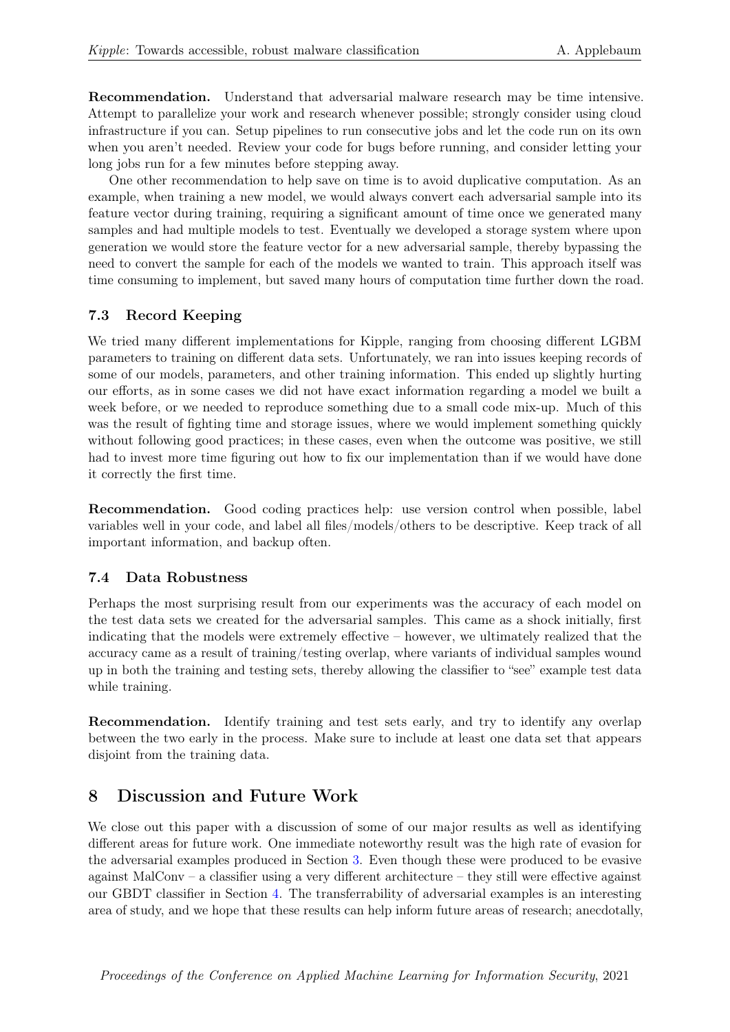**Recommendation.** Understand that adversarial malware research may be time intensive. Attempt to parallelize your work and research whenever possible; strongly consider using cloud infrastructure if you can. Setup pipelines to run consecutive jobs and let the code run on its own when you aren't needed. Review your code for bugs before running, and consider letting your long jobs run for a few minutes before stepping away.

One other recommendation to help save on time is to avoid duplicative computation. As an example, when training a new model, we would always convert each adversarial sample into its feature vector during training, requiring a significant amount of time once we generated many samples and had multiple models to test. Eventually we developed a storage system where upon generation we would store the feature vector for a new adversarial sample, thereby bypassing the need to convert the sample for each of the models we wanted to train. This approach itself was time consuming to implement, but saved many hours of computation time further down the road.

### 7.3 Record Keeping

We tried many different implementations for Kipple, ranging from choosing different LGBM parameters to training on different data sets. Unfortunately, we ran into issues keeping records of some of our models, parameters, and other training information. This ended up slightly hurting our efforts, as in some cases we did not have exact information regarding a model we built a week before, or we needed to reproduce something due to a small code mix-up. Much of this was the result of fighting time and storage issues, where we would implement something quickly without following good practices; in these cases, even when the outcome was positive, we still had to invest more time figuring out how to fix our implementation than if we would have done it correctly the first time.

**Recommendation.** Good coding practices help: use version control when possible, label variables well in your code, and label all files/models/others to be descriptive. Keep track of all important information, and backup often.

### 7.4 Data Robustness

Perhaps the most surprising result from our experiments was the accuracy of each model on the test data sets we created for the adversarial samples. This came as a shock initially, first indicating that the models were extremely effective – however, we ultimately realized that the accuracy came as a result of training/testing overlap, where variants of individual samples wound up in both the training and testing sets, thereby allowing the classifier to "see" example test data while training.

**Recommendation.** Identify training and test sets early, and try to identify any overlap between the two early in the process. Make sure to include at least one data set that appears disjoint from the training data.

## 8 Discussion and Future Work

We close out this paper with a discussion of some of our major results as well as identifying different areas for future work. One immediate noteworthy result was the high rate of evasion for the adversarial examples produced in Section 3. Even though these were produced to be evasive against MalConv – a classifier using a very different architecture – they still were effective against our GBDT classifier in Section 4. The transferrability of adversarial examples is an interesting area of study, and we hope that these results can help inform future areas of research; anecdotally,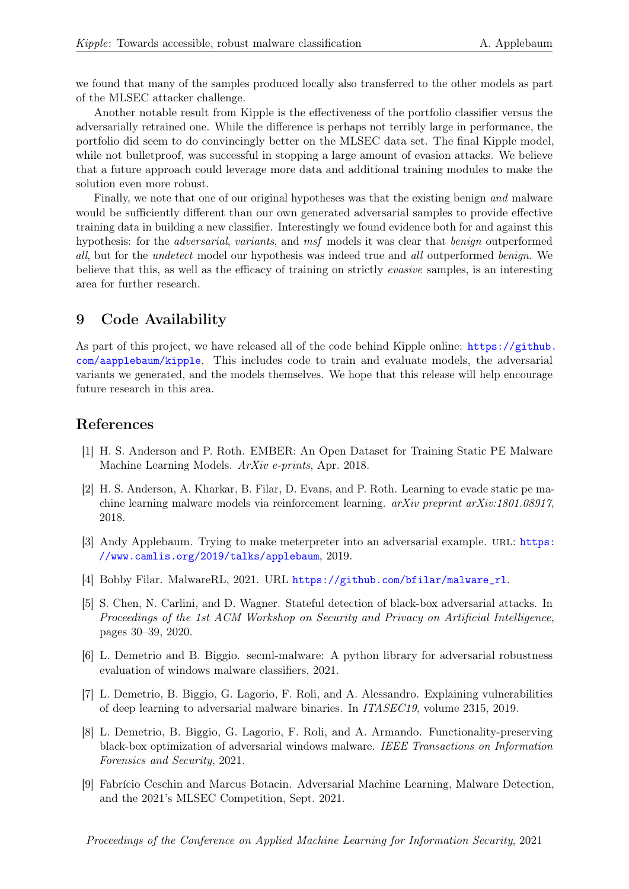we found that many of the samples produced locally also transferred to the other models as part of the MLSEC attacker challenge.

Another notable result from Kipple is the effectiveness of the portfolio classifier versus the adversarially retrained one. While the difference is perhaps not terribly large in performance, the portfolio did seem to do convincingly better on the MLSEC data set. The final Kipple model, while not bulletproof, was successful in stopping a large amount of evasion attacks. We believe that a future approach could leverage more data and additional training modules to make the solution even more robust.

Finally, we note that one of our original hypotheses was that the existing benign *and* malware would be sufficiently different than our own generated adversarial samples to provide effective training data in building a new classifier. Interestingly we found evidence both for and against this hypothesis: for the *adversarial*, *variants*, and *msf* models it was clear that *benign* outperformed *all*, but for the *undetect* model our hypothesis was indeed true and *all* outperformed *benign*. We believe that this, as well as the efficacy of training on strictly *evasive* samples, is an interesting area for further research.

## 9 Code Availability

As part of this project, we have released all of the code behind Kipple online: https://github.com/aapplebaum/kipple. This includes code to train and evaluate models, the adversarial variants we generated, and the models themselves. We hope that this release will help encourage future research in this area.

## References

[1] H. S. Anderson and P. Roth. EMBER: An Open Dataset for Training Static PE Malware Machine Learning Models. *ArXiv e-prints*, Apr. 2018.

[2] H. S. Anderson, A. Kharkar, B. Filar, D. Evans, and P. Roth. Learning to evade static pe machine learning malware models via reinforcement learning. *arXiv preprint arXiv:1801.08917*, 2018.

[3] Andy Applebaum. Trying to make meterpreter into an adversarial example. URL: https://www.camlis.org/2019/talks/applebaum, 2019.

[4] Bobby Filar. MalwareRL, 2021. URL https://github.com/bfilar/malware_rl.

[5] S. Chen, N. Carlini, and D. Wagner. Stateful detection of black-box adversarial attacks. In *Proceedings of the 1st ACM Workshop on Security and Privacy on Artificial Intelligence*, pages 30–39, 2020.

[6] L. Demetrio and B. Biggio. secml-malware: A python library for adversarial robustness evaluation of windows malware classifiers, 2021.

[7] L. Demetrio, B. Biggio, G. Lagorio, F. Roli, and A. Alessandro. Explaining vulnerabilities of deep learning to adversarial malware binaries. In *ITASEC19*, volume 2315, 2019.

[8] L. Demetrio, B. Biggio, G. Lagorio, F. Roli, and A. Armando. Functionality-preserving black-box optimization of adversarial windows malware. *IEEE Transactions on Information Forensics and Security*, 2021.

[9] Fabrício Ceschin and Marcus Botacin. Adversarial Machine Learning, Malware Detection, and the 2021's MLSEC Competition, Sept. 2021.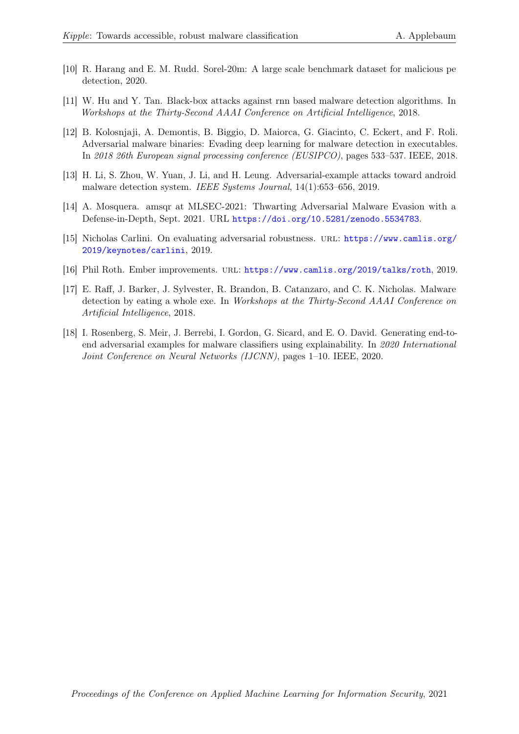[10] R. Harang and E. M. Rudd. Sorel-20m: A large scale benchmark dataset for malicious pe detection, 2020.

[11] W. Hu and Y. Tan. Black-box attacks against rnn based malware detection algorithms. In *Workshops at the Thirty-Second AAAI Conference on Artificial Intelligence*, 2018.

[12] B. Kolosnjaji, A. Demontis, B. Biggio, D. Maiorca, G. Giacinto, C. Eckert, and F. Roli. Adversarial malware binaries: Evading deep learning for malware detection in executables. In *2018 26th European signal processing conference (EUSIPCO)*, pages 533–537. IEEE, 2018.

[13] H. Li, S. Zhou, W. Yuan, J. Li, and H. Leung. Adversarial-example attacks toward android malware detection system. *IEEE Systems Journal*, 14(1):653–656, 2019.

[14] A. Mosquera. amsqr at MLSEC-2021: Thwarting Adversarial Malware Evasion with a Defense-in-Depth, Sept. 2021. URL https://doi.org/10.5281/zenodo.5534783.

[15] Nicholas Carlini. On evaluating adversarial robustness. URL: https://www.camlis.org/2019/keynotes/carlini, 2019.

[16] Phil Roth. Ember improvements. URL: https://www.camlis.org/2019/talks/roth, 2019.

[17] E. Raff, J. Barker, J. Sylvester, R. Brandon, B. Catanzaro, and C. K. Nicholas. Malware detection by eating a whole exe. In *Workshops at the Thirty-Second AAAI Conference on Artificial Intelligence*, 2018.

[18] I. Rosenberg, S. Meir, J. Berrebi, I. Gordon, G. Sicard, and E. O. David. Generating end-to-end adversarial examples for malware classifiers using explainability. In *2020 International Joint Conference on Neural Networks (IJCNN)*, pages 1–10. IEEE, 2020.